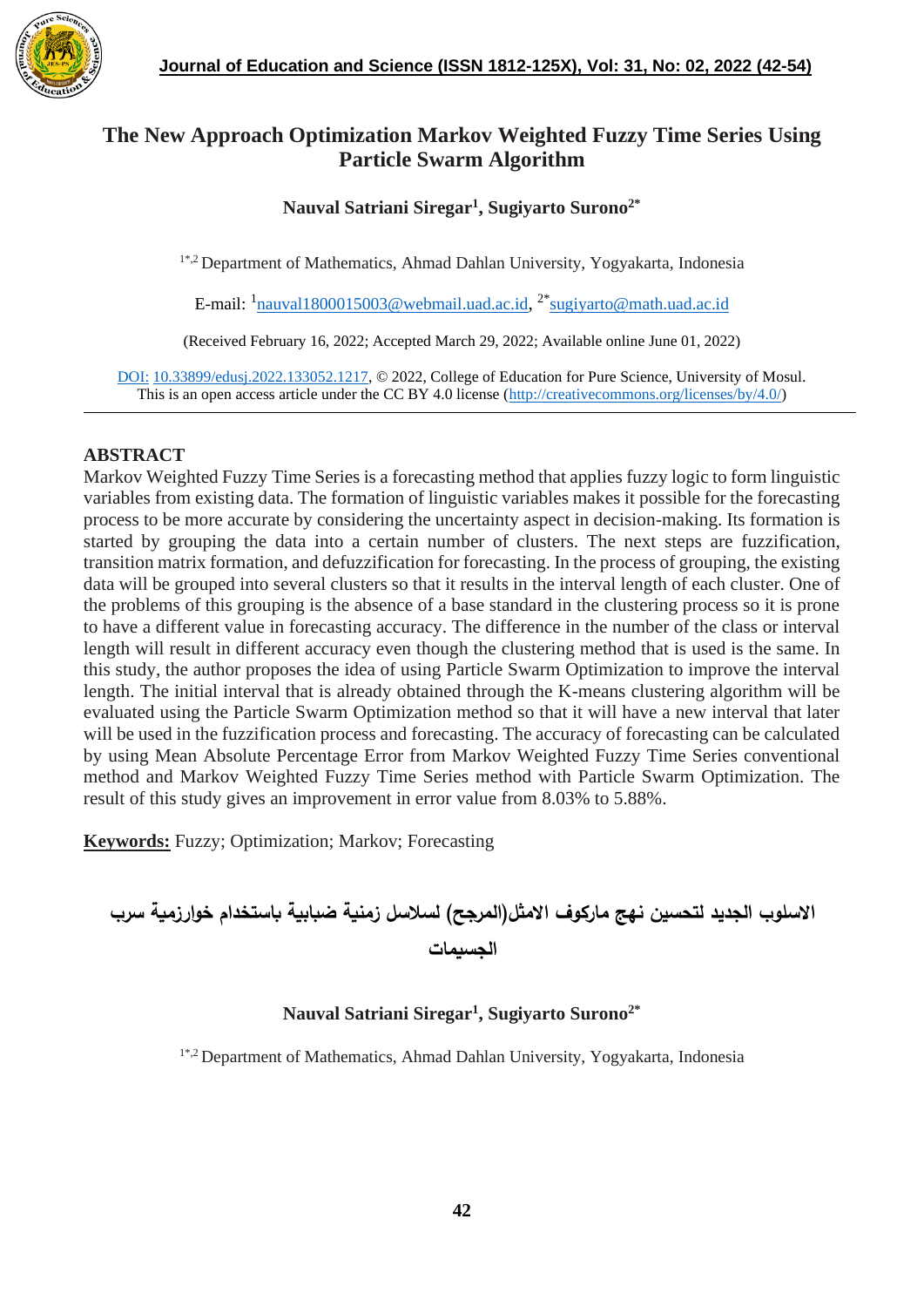# The New Approach Optimization Markov Weighted Fuzzy Time Series Using Particle Swarm Algorithm

**Nauval Satriani Siregar[1], Sugiyarto Surono[2*]**

[1*,2] Department of Mathematics, Ahmad Dahlan University, Yogyakarta, Indonesia

E-mail: [1]nauval1800015003@webmail.uad.ac.id, [2*]sugiyarto@math.uad.ac.id

(Received February 16, 2022; Accepted March 29, 2022; Available online June 01, 2022)

DOI: 10.33899/edusj.2022.133052.1217, © 2022, College of Education for Pure Science, University of Mosul. This is an open access article under the CC BY 4.0 license (http://creativecommons.org/licenses/by/4.0/)

## ABSTRACT

Markov Weighted Fuzzy Time Series is a forecasting method that applies fuzzy logic to form linguistic variables from existing data. The formation of linguistic variables makes it possible for the forecasting process to be more accurate by considering the uncertainty aspect in decision-making. Its formation is started by grouping the data into a certain number of clusters. The next steps are fuzzification, transition matrix formation, and defuzzification for forecasting. In the process of grouping, the existing data will be grouped into several clusters so that it results in the interval length of each cluster. One of the problems of this grouping is the absence of a base standard in the clustering process so it is prone to have a different value in forecasting accuracy. The difference in the number of the class or interval length will result in different accuracy even though the clustering method that is used is the same. In this study, the author proposes the idea of using Particle Swarm Optimization to improve the interval length. The initial interval that is already obtained through the K-means clustering algorithm will be evaluated using the Particle Swarm Optimization method so that it will have a new interval that later will be used in the fuzzification process and forecasting. The accuracy of forecasting can be calculated by using Mean Absolute Percentage Error from Markov Weighted Fuzzy Time Series conventional method and Markov Weighted Fuzzy Time Series method with Particle Swarm Optimization. The result of this study gives an improvement in error value from 8.03% to 5.88%.

**Keywords:** Fuzzy; Optimization; Markov; Forecasting

# الاسلوب الجديد لتحسين نهج ماركوف الامثل(المرجح) لسلاسل زمنية ضبابية باستخدام خوارزمية سرب الجسيمات

**Nauval Satriani Siregar[1], Sugiyarto Surono[2*]**

[1*,2] Department of Mathematics, Ahmad Dahlan University, Yogyakarta, Indonesia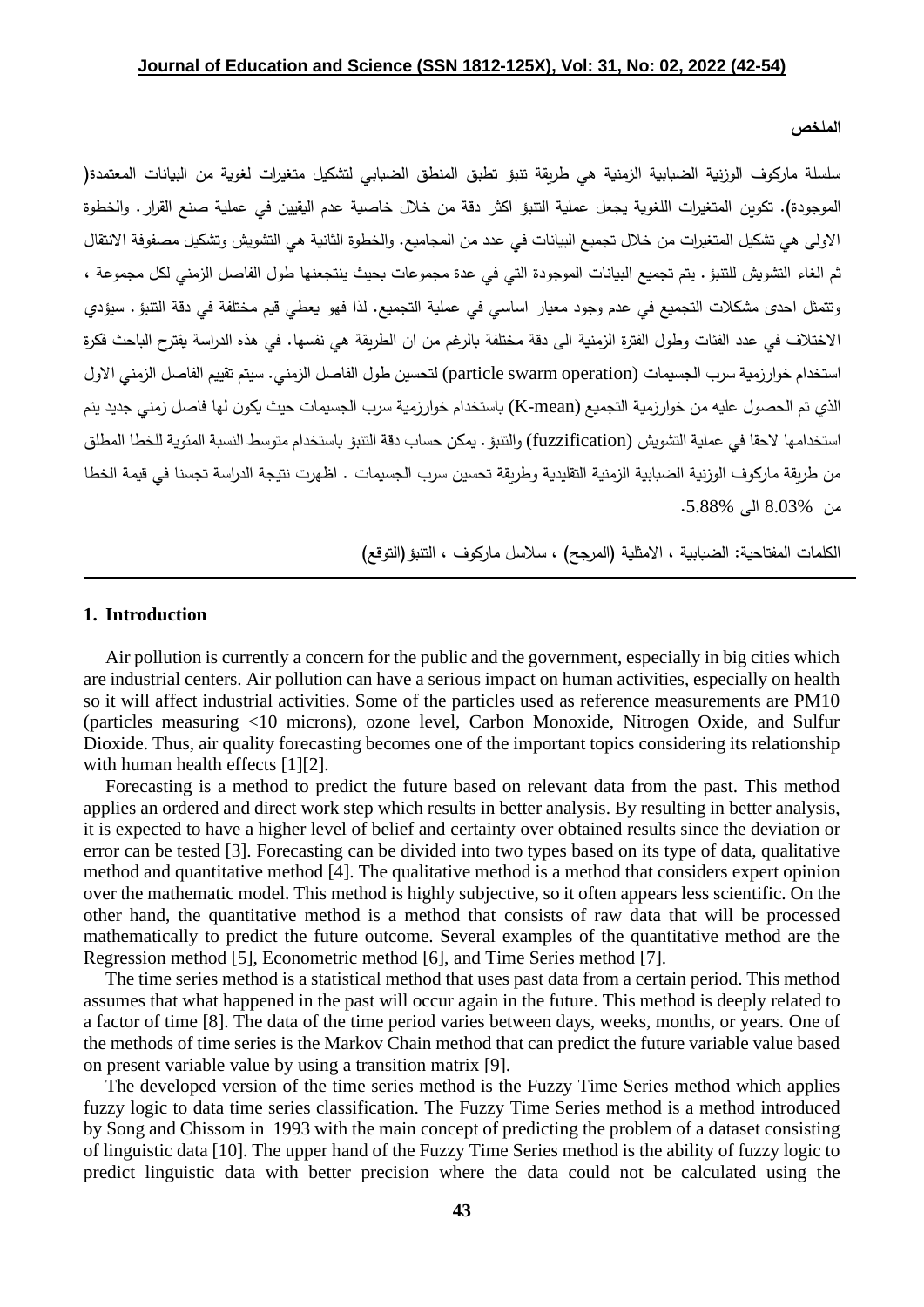**الملخص**

سلسلة ماركوف الوزنية الضبابية الزمنية هي طريقة تنبؤ تطبق المنطق الضبابي لتشكيل متغيرات لغوية من البيانات المعتمدة( الموجودة). تكوين المتغيرات اللغوية يجعل عملية التنبؤ اكثر دقة من خلال خاصية عدم اليقيين في عملية صنع القرار. والخطوة الاولى هي تشكيل المتغيرات من خلال تجميع البيانات في عدد من المجاميع. والخطوة الثانية هي التشويش وتشكيل مصفوفة الانتقال ثم الغاء التشويش للتنبؤ. يتم تجميع البيانات الموجودة التي في عدة مجموعات بحيث ينتجعنها طول الفاصل الزمني لكل مجموعة ، وتتمثل احدى مشكلات التجميع في عدم وجود معيار اساسي في عملية التجميع. لذا فهو يعطي قيم مختلفة في دقة التنبؤ. سيؤدي الاختلاف في عدد الفئات وطول الفترة الزمنية الى دقة مختلفة بالرغم من ان الطريقة هي نفسها. في هذه الدراسة يقترح الباحث فكرة استخدام خوارزمية سرب الجسيمات (particle swarm operation) لتحسين طول الفاصل الزمني. سيتم تقييم الفاصل الزمني الاول الذي تم الحصول عليه من خوارزمية التجميع (K-mean) باستخدام خوارزمية سرب الجسيمات حيث يكون لها فاصل زمني جديد يتم استخدامها لاحقا في عملية التشويش (fuzzification) والتنبؤ. يمكن حساب دقة التنبؤ باستخدام متوسط النسبة المئوية للخطا المطلق من طريقة ماركوف الوزنية الضبابية الزمنية التقليدية وطريقة تحسين سرب الجسيمات . اظهرت نتيجة الدراسة تحسنا في قيمة الخطا من 8.03% الى 5.88%.

الكلمات المفتاحية: الضبابية ، الامثلية (المرجح) ، سلاسل ماركوف ، التنبؤ(التوقع)

## 1. Introduction

Air pollution is currently a concern for the public and the government, especially in big cities which are industrial centers. Air pollution can have a serious impact on human activities, especially on health so it will affect industrial activities. Some of the particles used as reference measurements are PM10 (particles measuring <10 microns), ozone level, Carbon Monoxide, Nitrogen Oxide, and Sulfur Dioxide. Thus, air quality forecasting becomes one of the important topics considering its relationship with human health effects [1][2].

Forecasting is a method to predict the future based on relevant data from the past. This method applies an ordered and direct work step which results in better analysis. By resulting in better analysis, it is expected to have a higher level of belief and certainty over obtained results since the deviation or error can be tested [3]. Forecasting can be divided into two types based on its type of data, qualitative method and quantitative method [4]. The qualitative method is a method that considers expert opinion over the mathematic model. This method is highly subjective, so it often appears less scientific. On the other hand, the quantitative method is a method that consists of raw data that will be processed mathematically to predict the future outcome. Several examples of the quantitative method are the Regression method [5], Econometric method [6], and Time Series method [7].

The time series method is a statistical method that uses past data from a certain period. This method assumes that what happened in the past will occur again in the future. This method is deeply related to a factor of time [8]. The data of the time period varies between days, weeks, months, or years. One of the methods of time series is the Markov Chain method that can predict the future variable value based on present variable value by using a transition matrix [9].

The developed version of the time series method is the Fuzzy Time Series method which applies fuzzy logic to data time series classification. The Fuzzy Time Series method is a method introduced by Song and Chissom in 1993 with the main concept of predicting the problem of a dataset consisting of linguistic data [10]. The upper hand of the Fuzzy Time Series method is the ability of fuzzy logic to predict linguistic data with better precision where the data could not be calculated using the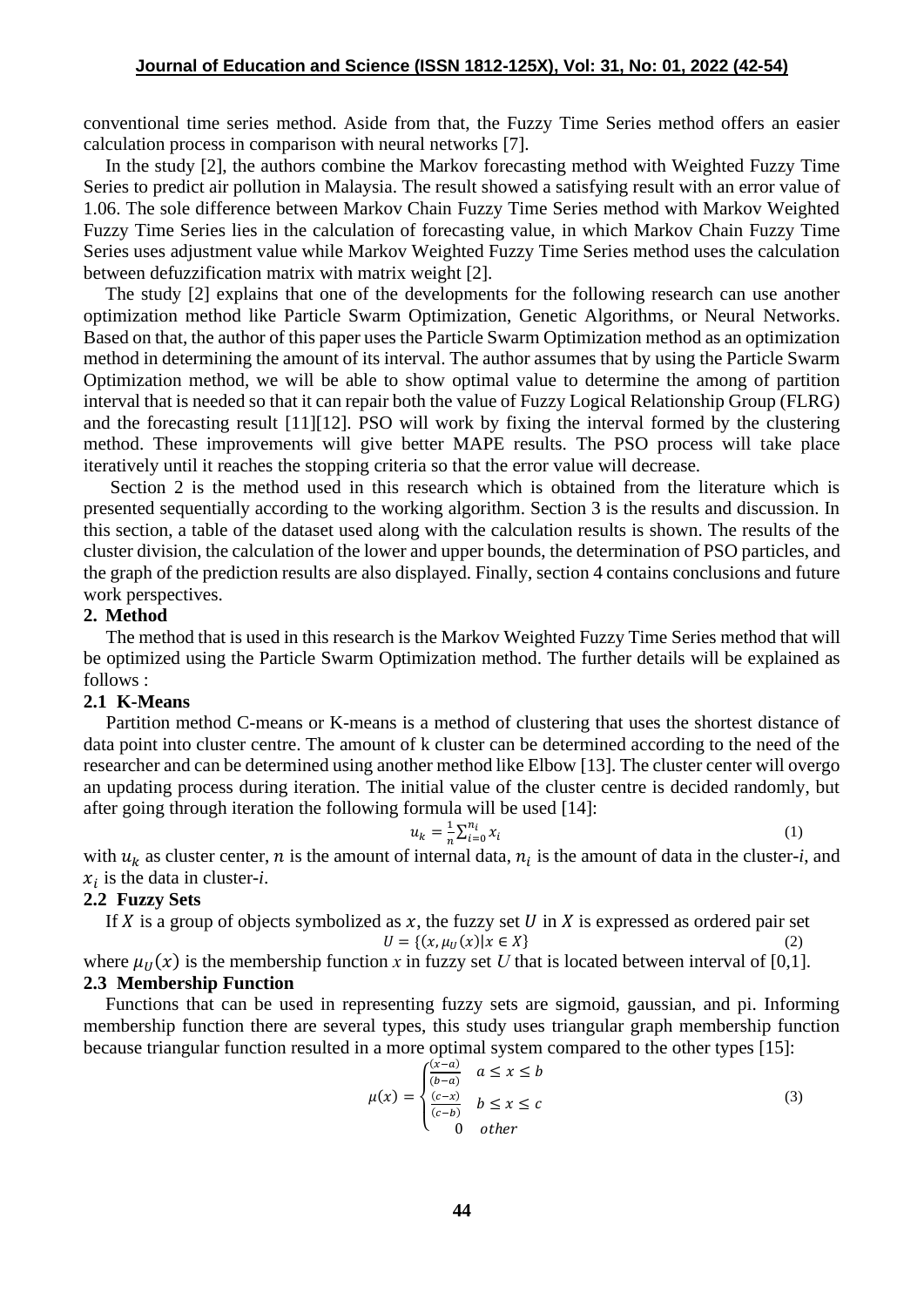conventional time series method. Aside from that, the Fuzzy Time Series method offers an easier calculation process in comparison with neural networks [7].

In the study [2], the authors combine the Markov forecasting method with Weighted Fuzzy Time Series to predict air pollution in Malaysia. The result showed a satisfying result with an error value of 1.06. The sole difference between Markov Chain Fuzzy Time Series method with Markov Weighted Fuzzy Time Series lies in the calculation of forecasting value, in which Markov Chain Fuzzy Time Series uses adjustment value while Markov Weighted Fuzzy Time Series method uses the calculation between defuzzification matrix with matrix weight [2].

The study [2] explains that one of the developments for the following research can use another optimization method like Particle Swarm Optimization, Genetic Algorithms, or Neural Networks. Based on that, the author of this paper uses the Particle Swarm Optimization method as an optimization method in determining the amount of its interval. The author assumes that by using the Particle Swarm Optimization method, we will be able to show optimal value to determine the among of partition interval that is needed so that it can repair both the value of Fuzzy Logical Relationship Group (FLRG) and the forecasting result [11][12]. PSO will work by fixing the interval formed by the clustering method. These improvements will give better MAPE results. The PSO process will take place iteratively until it reaches the stopping criteria so that the error value will decrease.

Section 2 is the method used in this research which is obtained from the literature which is presented sequentially according to the working algorithm. Section 3 is the results and discussion. In this section, a table of the dataset used along with the calculation results is shown. The results of the cluster division, the calculation of the lower and upper bounds, the determination of PSO particles, and the graph of the prediction results are also displayed. Finally, section 4 contains conclusions and future work perspectives.

## 2. Method

The method that is used in this research is the Markov Weighted Fuzzy Time Series method that will be optimized using the Particle Swarm Optimization method. The further details will be explained as follows :

### 2.1 K-Means

Partition method C-means or K-means is a method of clustering that uses the shortest distance of data point into cluster centre. The amount of k cluster can be determined according to the need of the researcher and can be determined using another method like Elbow [13]. The cluster center will overgo an updating process during iteration. The initial value of the cluster centre is decided randomly, but after going through iteration the following formula will be used [14]:

$$u_k = \frac{1}{n}\sum_{i=0}^{n_i} x_i \tag{1}$$

with $u_k$ as cluster center, $n$ is the amount of internal data, $n_i$ is the amount of data in the cluster-*i*, and $x_i$ is the data in cluster-*i*.

### 2.2 Fuzzy Sets

If $X$ is a group of objects symbolized as $x$, the fuzzy set $U$ in $X$ is expressed as ordered pair set

$$U = \{(x, \mu_U(x)|x \in X\} \tag{2}$$

where $\mu_U(x)$ is the membership function *x* in fuzzy set *U* that is located between interval of [0,1].

### 2.3 Membership Function

Functions that can be used in representing fuzzy sets are sigmoid, gaussian, and pi. Informing membership function there are several types, this study uses triangular graph membership function because triangular function resulted in a more optimal system compared to the other types [15]:

$$\mu(x) = \begin{cases} \frac{(x-a)}{(b-a)} & a \le x \le b \\ \frac{(c-x)}{(c-b)} & b \le x \le c \\ 0 & other \end{cases} \tag{3}$$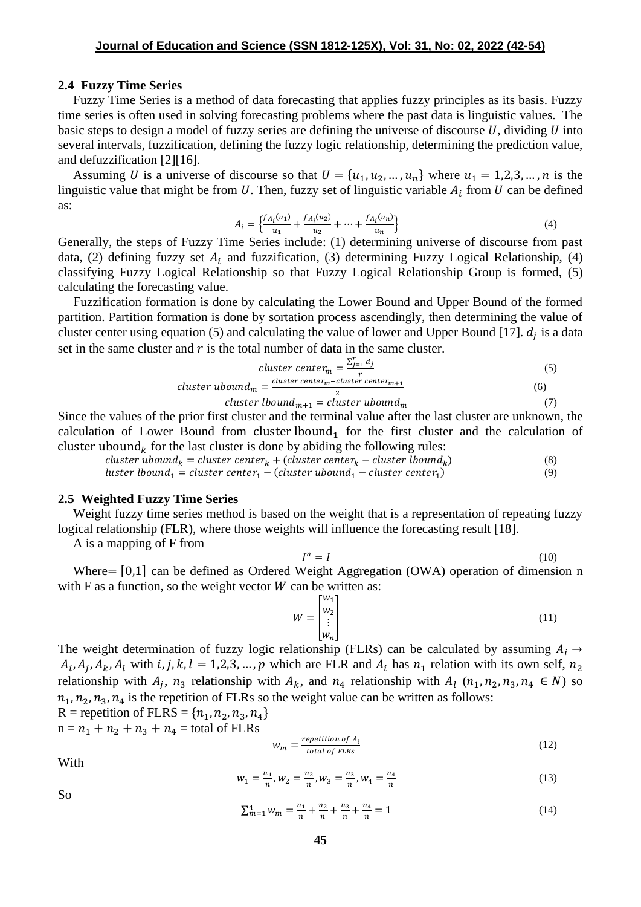### 2.4 Fuzzy Time Series

Fuzzy Time Series is a method of data forecasting that applies fuzzy principles as its basis. Fuzzy time series is often used in solving forecasting problems where the past data is linguistic values. The basic steps to design a model of fuzzy series are defining the universe of discourse $U$, dividing $U$ into several intervals, fuzzification, defining the fuzzy logic relationship, determining the prediction value, and defuzzification [2][16].

Assuming $U$ is a universe of discourse so that $U = \{u_1, u_2, \ldots, u_n\}$ where $u_1 = 1,2,3, \ldots, n$ is the linguistic value that might be from $U$. Then, fuzzy set of linguistic variable $A_i$ from $U$ can be defined as:

$$A_i = \left\{\frac{f_{A_i}(u_1)}{u_1} + \frac{f_{A_i}(u_2)}{u_2} + \cdots + \frac{f_{A_i}(u_n)}{u_n}\right\} \tag{4}$$

Generally, the steps of Fuzzy Time Series include: (1) determining universe of discourse from past data, (2) defining fuzzy set $A_i$ and fuzzification, (3) determining Fuzzy Logical Relationship, (4) classifying Fuzzy Logical Relationship so that Fuzzy Logical Relationship Group is formed, (5) calculating the forecasting value.

Fuzzification formation is done by calculating the Lower Bound and Upper Bound of the formed partition. Partition formation is done by sortation process ascendingly, then determining the value of cluster center using equation (5) and calculating the value of lower and Upper Bound [17]. $d_j$ is a data set in the same cluster and $r$ is the total number of data in the same cluster.

$$cluster\ center_m = \frac{\sum_{j=1}^{r} d_j}{r} \tag{5}$$

$$cluster\ ubound_m = \frac{cluster\ center_m + cluster\ center_{m+1}}{2} \tag{6}$$

$$cluster\ lbound_{m+1} = cluster\ ubound_m \tag{7}$$

Since the values of the prior first cluster and the terminal value after the last cluster are unknown, the calculation of Lower Bound from $\text{cluster lbound}_1$ for the first cluster and the calculation of $\text{cluster ubound}_k$ for the last cluster is done by abiding the following rules:

$$cluster\ ubound_k = cluster\ center_k + (cluster\ center_k - cluster\ lbound_k) \tag{8}$$

$$luster\ lbound_1 = cluster\ center_1 - (cluster\ ubound_1 - cluster\ center_1) \tag{9}$$

### 2.5 Weighted Fuzzy Time Series

Weight fuzzy time series method is based on the weight that is a representation of repeating fuzzy logical relationship (FLR), where those weights will influence the forecasting result [18].

A is a mapping of F from

$$I^n = I \tag{10}$$

Where$= [0,1]$ can be defined as Ordered Weight Aggregation (OWA) operation of dimension n with F as a function, so the weight vector $W$ can be written as:

$$W = \begin{bmatrix} w_1 \\ w_2 \\ \vdots \\ w_n \end{bmatrix} \tag{11}$$

The weight determination of fuzzy logic relationship (FLRs) can be calculated by assuming $A_i \rightarrow A_i, A_j, A_k, A_l$ with $i, j, k, l = 1,2,3, \ldots, p$ which are FLR and $A_i$ has $n_1$ relation with its own self, $n_2$ relationship with $A_j$, $n_3$ relationship with $A_k$, and $n_4$ relationship with $A_l$ ($n_1, n_2, n_3, n_4 \in N$) so $n_1, n_2, n_3, n_4$ is the repetition of FLRs so the weight value can be written as follows:

R = repetition of FLRS = $\{n_1, n_2, n_3, n_4\}$

n = $n_1 + n_2 + n_3 + n_4$ = total of FLRs

$$w_m = \frac{repetition\ of\ A_i}{total\ of\ FLRs} \tag{12}$$

With

$$w_1 = \frac{n_1}{n}, w_2 = \frac{n_2}{n}, w_3 = \frac{n_3}{n}, w_4 = \frac{n_4}{n} \tag{13}$$

So

$$\sum_{m=1}^{4} w_m = \frac{n_1}{n} + \frac{n_2}{n} + \frac{n_3}{n} + \frac{n_4}{n} = 1 \tag{14}$$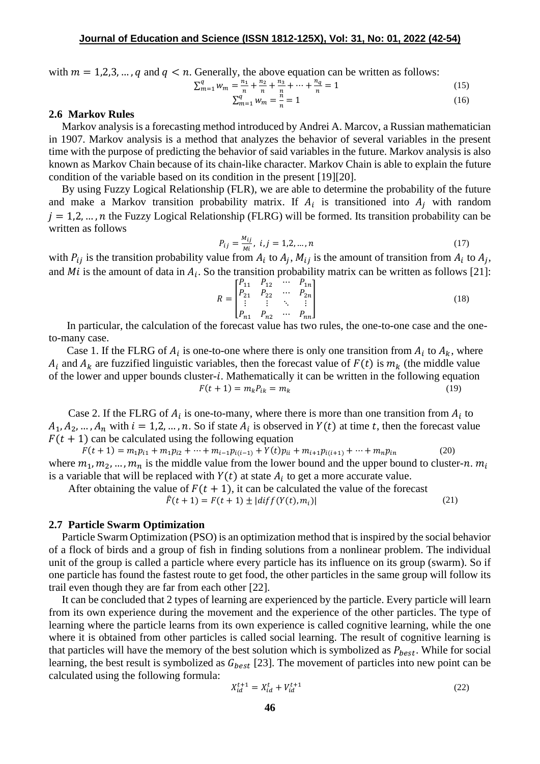with $m = 1,2,3,\dots,q$ and $q < n$. Generally, the above equation can be written as follows:

$$\sum_{m=1}^{q} w_m = \frac{n_1}{n} + \frac{n_2}{n} + \frac{n_3}{n} + \cdots + \frac{n_q}{n} = 1 \tag{15}$$

$$\sum_{m=1}^{q} w_m = \frac{n}{n} = 1 \tag{16}$$

## 2.6 Markov Rules

Markov analysis is a forecasting method introduced by Andrei A. Marcov, a Russian mathematician in 1907. Markov analysis is a method that analyzes the behavior of several variables in the present time with the purpose of predicting the behavior of said variables in the future. Markov analysis is also known as Markov Chain because of its chain-like character. Markov Chain is able to explain the future condition of the variable based on its condition in the present [19][20].

By using Fuzzy Logical Relationship (FLR), we are able to determine the probability of the future and make a Markov transition probability matrix. If $A_i$ is transitioned into $A_j$ with random $j = 1,2,\dots,n$ the Fuzzy Logical Relationship (FLRG) will be formed. Its transition probability can be written as follows

$$P_{ij} = \frac{M_{ij}}{Mi},\ i,j = 1,2,\dots,n \tag{17}$$

with $P_{ij}$ is the transition probability value from $A_i$ to $A_j$, $M_{ij}$ is the amount of transition from $A_i$ to $A_j$, and $Mi$ is the amount of data in $A_i$. So the transition probability matrix can be written as follows [21]:

$$R = \begin{bmatrix} P_{11} & P_{12} & \cdots & P_{1n} \\ P_{21} & P_{22} & \cdots & P_{2n} \\ \vdots & \vdots & \ddots & \vdots \\ P_{n1} & P_{n2} & \cdots & P_{nn} \end{bmatrix} \tag{18}$$

In particular, the calculation of the forecast value has two rules, the one-to-one case and the one-to-many case.

Case 1. If the FLRG of $A_i$ is one-to-one where there is only one transition from $A_i$ to $A_k$, where $A_i$ and $A_k$ are fuzzified linguistic variables, then the forecast value of $F(t)$ is $m_k$ (the middle value of the lower and upper bounds cluster-$i$. Mathematically it can be written in the following equation

$$F(t+1) = m_k P_{ik} = m_k \tag{19}$$

Case 2. If the FLRG of $A_i$ is one-to-many, where there is more than one transition from $A_i$ to $A_1, A_2, \dots, A_n$ with $i = 1,2,\dots,n$. So if state $A_i$ is observed in $Y(t)$ at time $t$, then the forecast value $F(t+1)$ can be calculated using the following equation

$$F(t+1) = m_1 p_{i1} + m_1 p_{i2} + \cdots + m_{i-1} p_{i(i-1)} + Y(t) p_{ii} + m_{i+1} p_{i(i+1)} + \cdots + m_n p_{in} \tag{20}$$

where $m_1, m_2, \dots, m_n$ is the middle value from the lower bound and the upper bound to cluster-$n$. $m_i$ is a variable that will be replaced with $Y(t)$ at state $A_i$ to get a more accurate value.

After obtaining the value of $F(t+1)$, it can be calculated the value of the forecast

$$\hat{F}(t+1) = F(t+1) \pm |diff(Y(t), m_i)| \tag{21}$$

## 2.7 Particle Swarm Optimization

Particle Swarm Optimization (PSO) is an optimization method that is inspired by the social behavior of a flock of birds and a group of fish in finding solutions from a nonlinear problem. The individual unit of the group is called a particle where every particle has its influence on its group (swarm). So if one particle has found the fastest route to get food, the other particles in the same group will follow its trail even though they are far from each other [22].

It can be concluded that 2 types of learning are experienced by the particle. Every particle will learn from its own experience during the movement and the experience of the other particles. The type of learning where the particle learns from its own experience is called cognitive learning, while the one where it is obtained from other particles is called social learning. The result of cognitive learning is that particles will have the memory of the best solution which is symbolized as $P_{best}$. While for social learning, the best result is symbolized as $G_{best}$ [23]. The movement of particles into new point can be calculated using the following formula:

$$X_{id}^{t+1} = X_{id}^{t} + V_{id}^{t+1} \tag{22}$$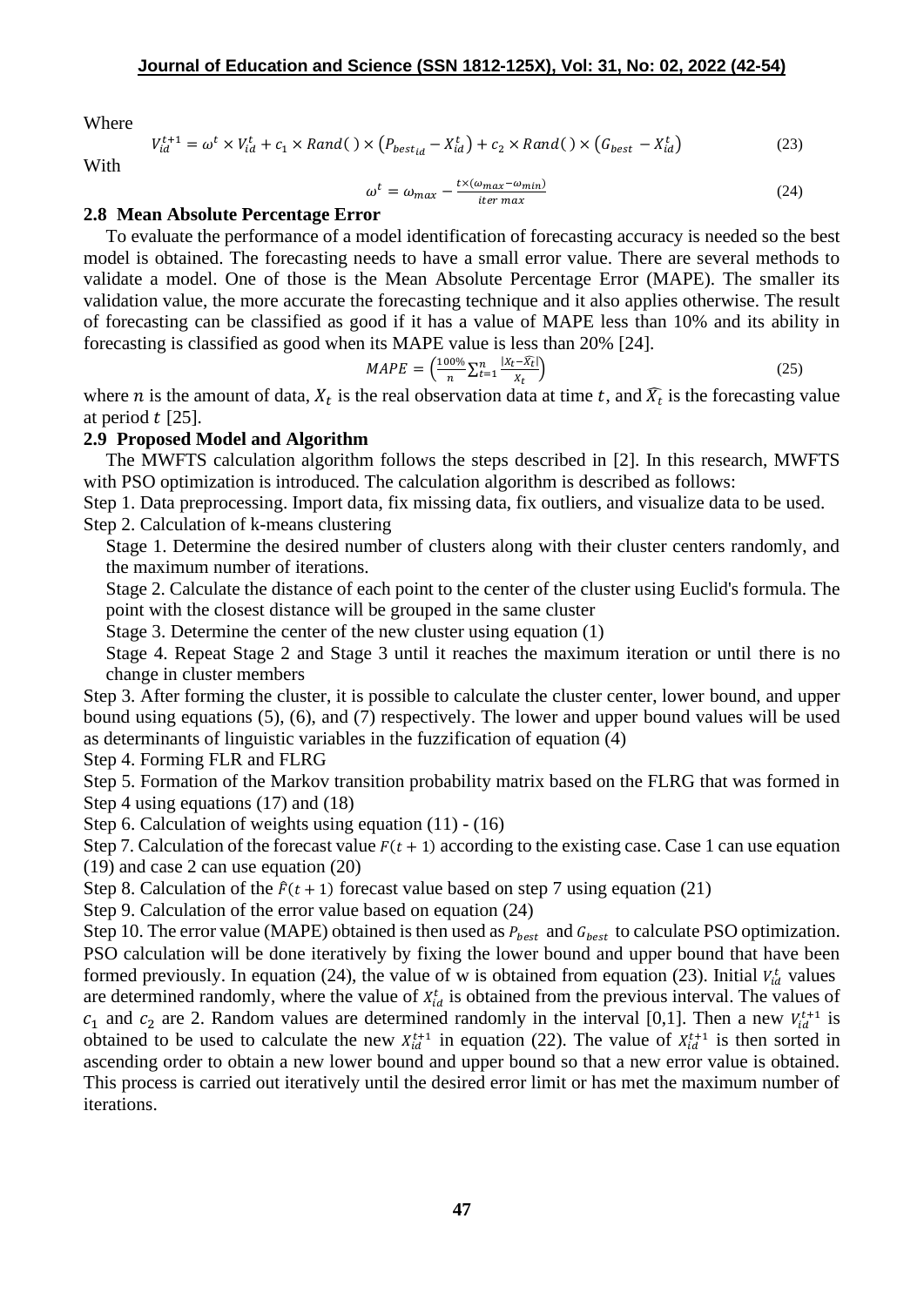Where

$$V_{id}^{t+1} = \omega^t \times V_{id}^t + c_1 \times Rand() \times \left(P_{best_{id}} - X_{id}^t\right) + c_2 \times Rand() \times \left(G_{best} - X_{id}^t\right) \tag{23}$$

With

$$\omega^t = \omega_{max} - \frac{t \times (\omega_{max} - \omega_{min})}{iter\ max} \tag{24}$$

### 2.8 Mean Absolute Percentage Error

To evaluate the performance of a model identification of forecasting accuracy is needed so the best model is obtained. The forecasting needs to have a small error value. There are several methods to validate a model. One of those is the Mean Absolute Percentage Error (MAPE). The smaller its validation value, the more accurate the forecasting technique and it also applies otherwise. The result of forecasting can be classified as good if it has a value of MAPE less than 10% and its ability in forecasting is classified as good when its MAPE value is less than 20% [24].

$$MAPE = \left(\frac{100\%}{n} \sum_{t=1}^{n} \frac{|X_t - \widehat{X}_t|}{X_t}\right) \tag{25}$$

where $n$ is the amount of data, $X_t$ is the real observation data at time $t$, and $\widehat{X_t}$ is the forecasting value at period $t$ [25].

### 2.9 Proposed Model and Algorithm

The MWFTS calculation algorithm follows the steps described in [2]. In this research, MWFTS with PSO optimization is introduced. The calculation algorithm is described as follows:

Step 1. Data preprocessing. Import data, fix missing data, fix outliers, and visualize data to be used.

Step 2. Calculation of k-means clustering

- Stage 1. Determine the desired number of clusters along with their cluster centers randomly, and the maximum number of iterations.
- Stage 2. Calculate the distance of each point to the center of the cluster using Euclid's formula. The point with the closest distance will be grouped in the same cluster
- Stage 3. Determine the center of the new cluster using equation (1)
- Stage 4. Repeat Stage 2 and Stage 3 until it reaches the maximum iteration or until there is no change in cluster members

Step 3. After forming the cluster, it is possible to calculate the cluster center, lower bound, and upper bound using equations (5), (6), and (7) respectively. The lower and upper bound values will be used as determinants of linguistic variables in the fuzzification of equation (4)

Step 4. Forming FLR and FLRG

Step 5. Formation of the Markov transition probability matrix based on the FLRG that was formed in Step 4 using equations (17) and (18)

Step 6. Calculation of weights using equation (11) - (16)

Step 7. Calculation of the forecast value $F(t+1)$ according to the existing case. Case 1 can use equation (19) and case 2 can use equation (20)

Step 8. Calculation of the $\hat{F}(t+1)$ forecast value based on step 7 using equation (21)

Step 9. Calculation of the error value based on equation (24)

Step 10. The error value (MAPE) obtained is then used as $P_{best}$ and $G_{best}$ to calculate PSO optimization. PSO calculation will be done iteratively by fixing the lower bound and upper bound that have been formed previously. In equation (24), the value of w is obtained from equation (23). Initial $V_{id}^t$ values are determined randomly, where the value of $X_{id}^t$ is obtained from the previous interval. The values of $c_1$ and $c_2$ are 2. Random values are determined randomly in the interval [0,1]. Then a new $V_{id}^{t+1}$ is obtained to be used to calculate the new $X_{id}^{t+1}$ in equation (22). The value of $X_{id}^{t+1}$ is then sorted in ascending order to obtain a new lower bound and upper bound so that a new error value is obtained. This process is carried out iteratively until the desired error limit or has met the maximum number of iterations.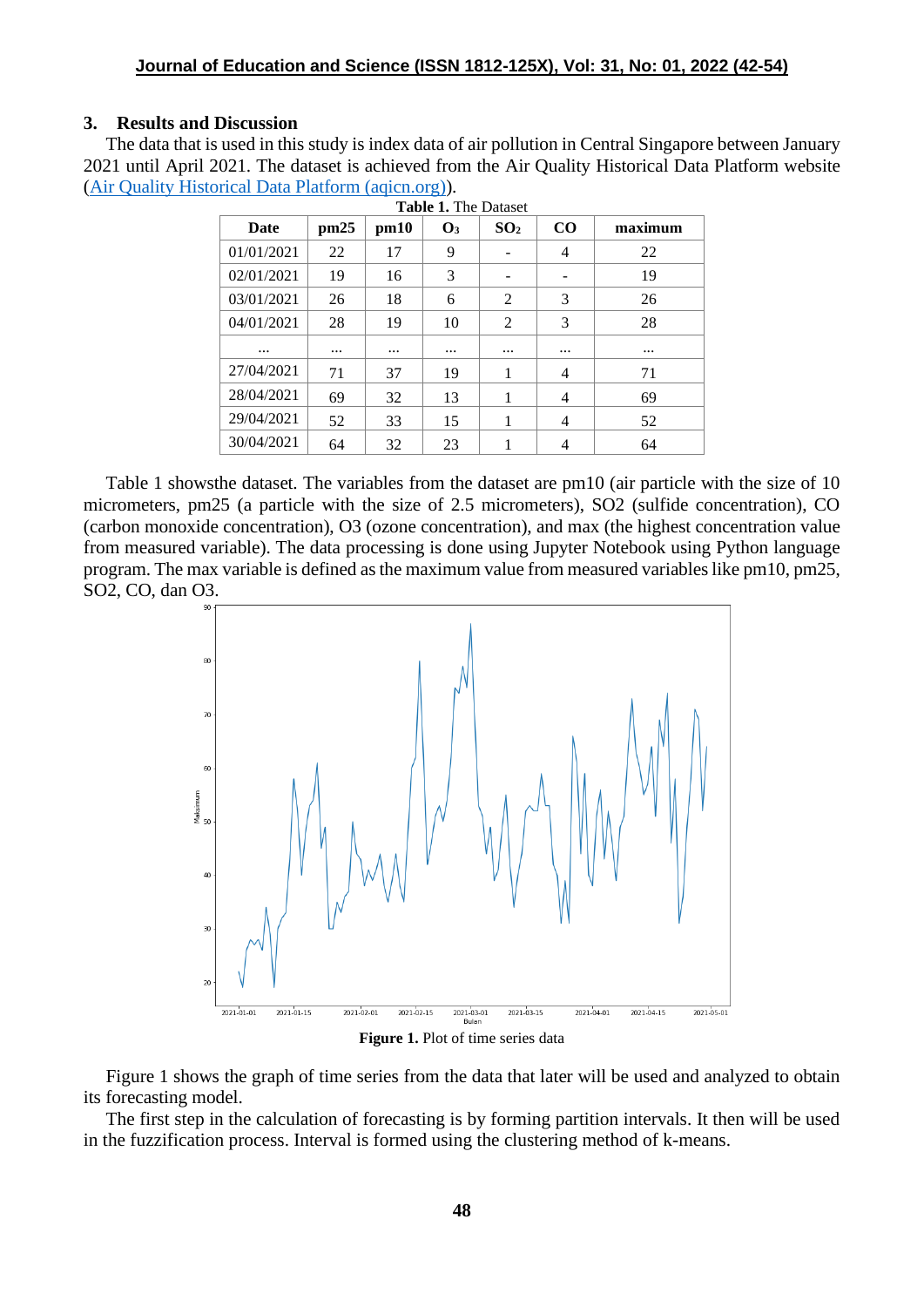## 3. Results and Discussion

The data that is used in this study is index data of air pollution in Central Singapore between January 2021 until April 2021. The dataset is achieved from the Air Quality Historical Data Platform website ([Air Quality Historical Data Platform (aqicn.org)](https://aqicn.org)).

**Table 1.** The Dataset

| Date | pm25 | pm10 | $O_3$ | $SO_2$ | CO | maximum |
|---|---|---|---|---|---|---|
| 01/01/2021 | 22 | 17 | 9 | - | 4 | 22 |
| 02/01/2021 | 19 | 16 | 3 | - | - | 19 |
| 03/01/2021 | 26 | 18 | 6 | 2 | 3 | 26 |
| 04/01/2021 | 28 | 19 | 10 | 2 | 3 | 28 |
| ... | ... | ... | ... | ... | ... | ... |
| 27/04/2021 | 71 | 37 | 19 | 1 | 4 | 71 |
| 28/04/2021 | 69 | 32 | 13 | 1 | 4 | 69 |
| 29/04/2021 | 52 | 33 | 15 | 1 | 4 | 52 |
| 30/04/2021 | 64 | 32 | 23 | 1 | 4 | 64 |

Table 1 showsthe dataset. The variables from the dataset are pm10 (air particle with the size of 10 micrometers, pm25 (a particle with the size of 2.5 micrometers), SO2 (sulfide concentration), CO (carbon monoxide concentration), O3 (ozone concentration), and max (the highest concentration value from measured variable). The data processing is done using Jupyter Notebook using Python language program. The max variable is defined as the maximum value from measured variables like pm10, pm25, SO2, CO, dan O3.

**Figure 1.** Plot of time series data

Figure 1 shows the graph of time series from the data that later will be used and analyzed to obtain its forecasting model.

The first step in the calculation of forecasting is by forming partition intervals. It then will be used in the fuzzification process. Interval is formed using the clustering method of k-means.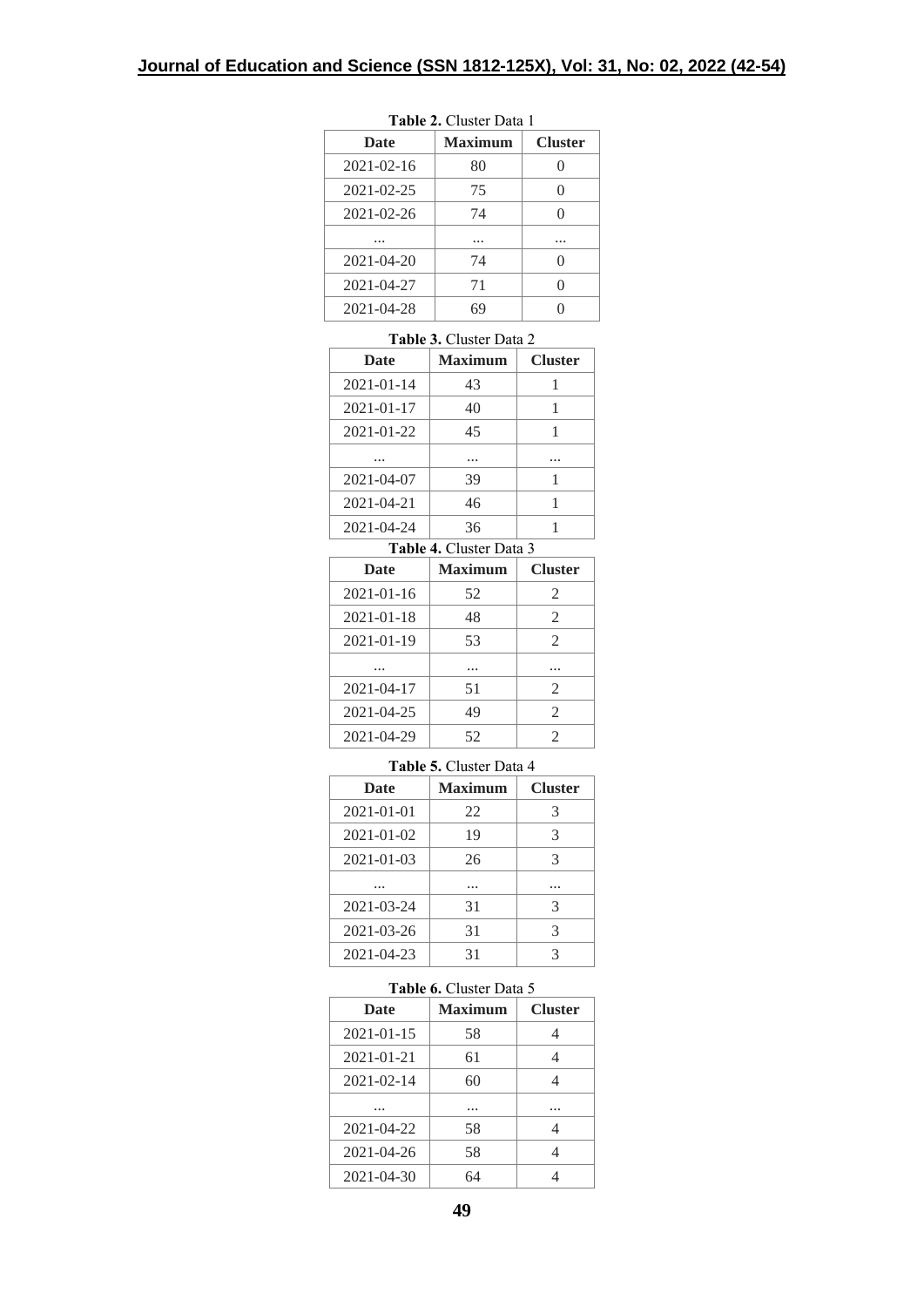**Table 2.** Cluster Data 1

| Date | Maximum | Cluster |
|---|---|---|
| 2021-02-16 | 80 | 0 |
| 2021-02-25 | 75 | 0 |
| 2021-02-26 | 74 | 0 |
| ... | ... | ... |
| 2021-04-20 | 74 | 0 |
| 2021-04-27 | 71 | 0 |
| 2021-04-28 | 69 | 0 |

**Table 3.** Cluster Data 2

| Date | Maximum | Cluster |
|---|---|---|
| 2021-01-14 | 43 | 1 |
| 2021-01-17 | 40 | 1 |
| 2021-01-22 | 45 | 1 |
| ... | ... | ... |
| 2021-04-07 | 39 | 1 |
| 2021-04-21 | 46 | 1 |
| 2021-04-24 | 36 | 1 |

**Table 4.** Cluster Data 3

| Date | Maximum | Cluster |
|---|---|---|
| 2021-01-16 | 52 | 2 |
| 2021-01-18 | 48 | 2 |
| 2021-01-19 | 53 | 2 |
| ... | ... | ... |
| 2021-04-17 | 51 | 2 |
| 2021-04-25 | 49 | 2 |
| 2021-04-29 | 52 | 2 |

**Table 5.** Cluster Data 4

| Date | Maximum | Cluster |
|---|---|---|
| 2021-01-01 | 22 | 3 |
| 2021-01-02 | 19 | 3 |
| 2021-01-03 | 26 | 3 |
| ... | ... | ... |
| 2021-03-24 | 31 | 3 |
| 2021-03-26 | 31 | 3 |
| 2021-04-23 | 31 | 3 |

**Table 6.** Cluster Data 5

| Date | Maximum | Cluster |
|---|---|---|
| 2021-01-15 | 58 | 4 |
| 2021-01-21 | 61 | 4 |
| 2021-02-14 | 60 | 4 |
| ... | ... | ... |
| 2021-04-22 | 58 | 4 |
| 2021-04-26 | 58 | 4 |
| 2021-04-30 | 64 | 4 |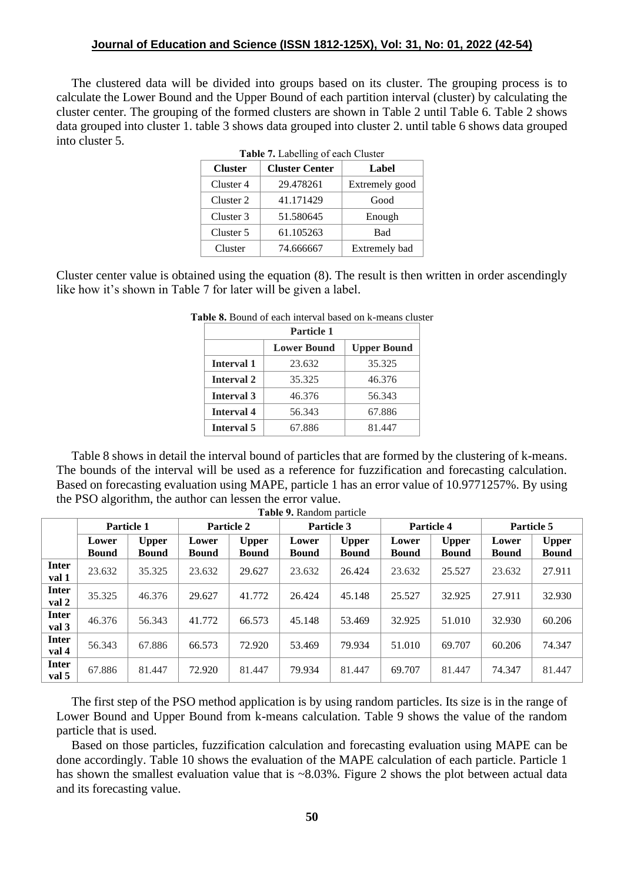The clustered data will be divided into groups based on its cluster. The grouping process is to calculate the Lower Bound and the Upper Bound of each partition interval (cluster) by calculating the cluster center. The grouping of the formed clusters are shown in Table 2 until Table 6. Table 2 shows data grouped into cluster 1. table 3 shows data grouped into cluster 2. until table 6 shows data grouped into cluster 5.

**Table 7.** Labelling of each Cluster

| Cluster | Cluster Center | Label |
|---|---|---|
| Cluster 4 | 29.478261 | Extremely good |
| Cluster 2 | 41.171429 | Good |
| Cluster 3 | 51.580645 | Enough |
| Cluster 5 | 61.105263 | Bad |
| Cluster | 74.666667 | Extremely bad |

Cluster center value is obtained using the equation (8). The result is then written in order ascendingly like how it's shown in Table 7 for later will be given a label.

**Table 8.** Bound of each interval based on k-means cluster

| Particle 1 | | |
|---|---|---|
| | **Lower Bound** | **Upper Bound** |
| **Interval 1** | 23.632 | 35.325 |
| **Interval 2** | 35.325 | 46.376 |
| **Interval 3** | 46.376 | 56.343 |
| **Interval 4** | 56.343 | 67.886 |
| **Interval 5** | 67.886 | 81.447 |

Table 8 shows in detail the interval bound of particles that are formed by the clustering of k-means. The bounds of the interval will be used as a reference for fuzzification and forecasting calculation. Based on forecasting evaluation using MAPE, particle 1 has an error value of 10.9771257%. By using the PSO algorithm, the author can lessen the error value.

**Table 9.** Random particle

| | Particle 1 | | Particle 2 | | Particle 3 | | Particle 4 | | Particle 5 | |
|---|---|---|---|---|---|---|---|---|---|---|
| | **Lower Bound** | **Upper Bound** | **Lower Bound** | **Upper Bound** | **Lower Bound** | **Upper Bound** | **Lower Bound** | **Upper Bound** | **Lower Bound** | **Upper Bound** |
| **Interval 1** | 23.632 | 35.325 | 23.632 | 29.627 | 23.632 | 26.424 | 23.632 | 25.527 | 23.632 | 27.911 |
| **Interval 2** | 35.325 | 46.376 | 29.627 | 41.772 | 26.424 | 45.148 | 25.527 | 32.925 | 27.911 | 32.930 |
| **Interval 3** | 46.376 | 56.343 | 41.772 | 66.573 | 45.148 | 53.469 | 32.925 | 51.010 | 32.930 | 60.206 |
| **Interval 4** | 56.343 | 67.886 | 66.573 | 72.920 | 53.469 | 79.934 | 51.010 | 69.707 | 60.206 | 74.347 |
| **Interval 5** | 67.886 | 81.447 | 72.920 | 81.447 | 79.934 | 81.447 | 69.707 | 81.447 | 74.347 | 81.447 |

The first step of the PSO method application is by using random particles. Its size is in the range of Lower Bound and Upper Bound from k-means calculation. Table 9 shows the value of the random particle that is used.

Based on those particles, fuzzification calculation and forecasting evaluation using MAPE can be done accordingly. Table 10 shows the evaluation of the MAPE calculation of each particle. Particle 1 has shown the smallest evaluation value that is ~8.03%. Figure 2 shows the plot between actual data and its forecasting value.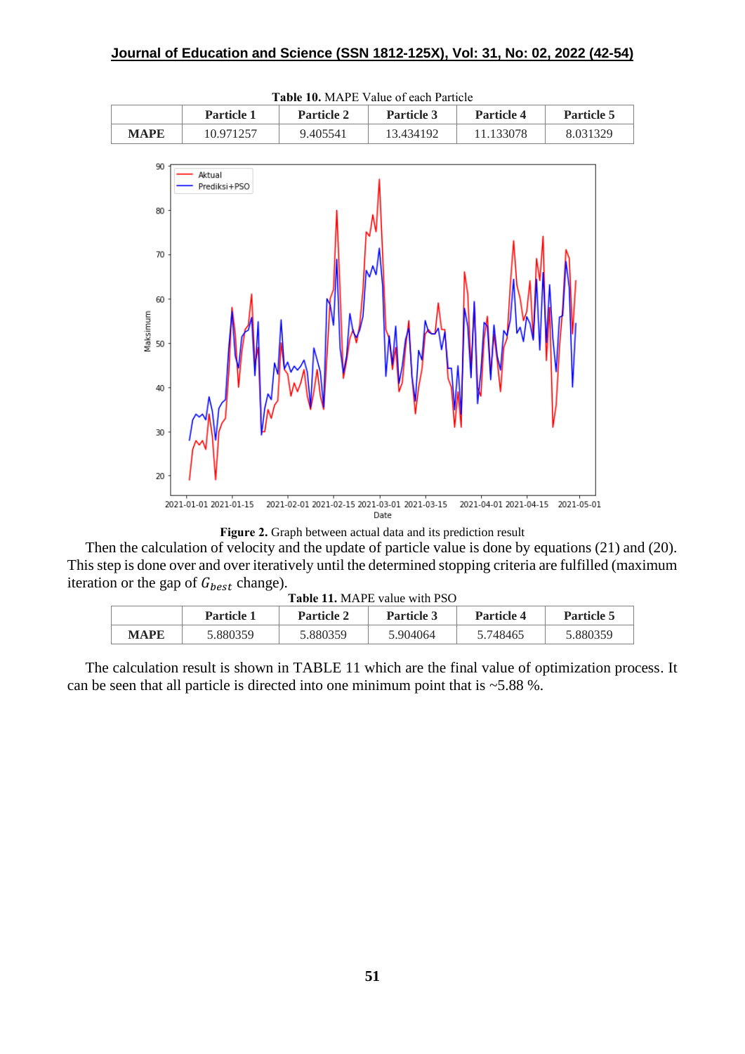**Table 10.** MAPE Value of each Particle

| | Particle 1 | Particle 2 | Particle 3 | Particle 4 | Particle 5 |
|---|---|---|---|---|---|
| **MAPE** | 10.971257 | 9.405541 | 13.434192 | 11.133078 | 8.031329 |

**Figure 2.** Graph between actual data and its prediction result

Then the calculation of velocity and the update of particle value is done by equations (21) and (20). This step is done over and over iteratively until the determined stopping criteria are fulfilled (maximum iteration or the gap of $G_{best}$ change).

**Table 11.** MAPE value with PSO

| | Particle 1 | Particle 2 | Particle 3 | Particle 4 | Particle 5 |
|---|---|---|---|---|---|
| **MAPE** | 5.880359 | 5.880359 | 5.904064 | 5.748465 | 5.880359 |

The calculation result is shown in TABLE 11 which are the final value of optimization process. It can be seen that all particle is directed into one minimum point that is ~5.88 %.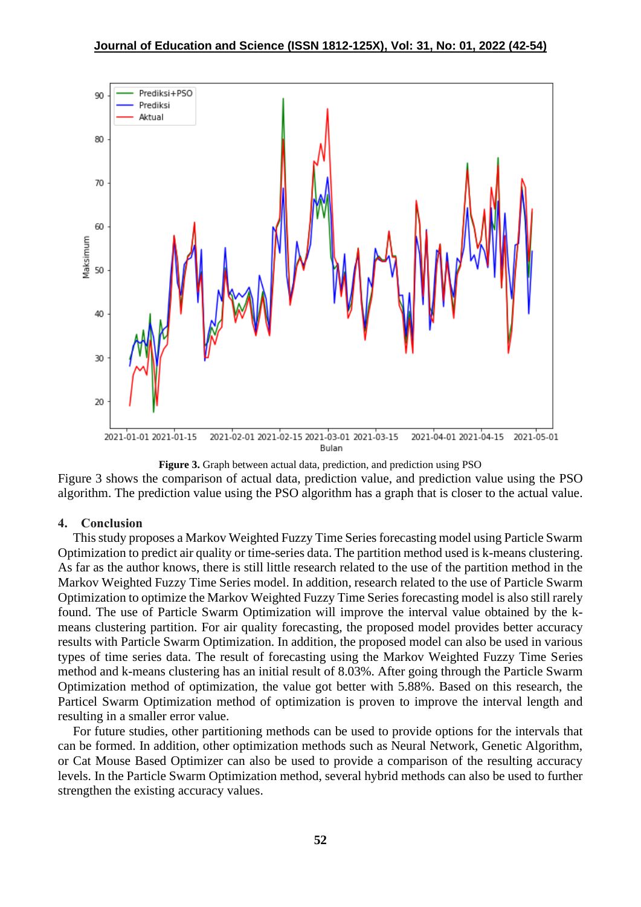**Figure 3.** Graph between actual data, prediction, and prediction using PSO

Figure 3 shows the comparison of actual data, prediction value, and prediction value using the PSO algorithm. The prediction value using the PSO algorithm has a graph that is closer to the actual value.

## 4. Conclusion

This study proposes a Markov Weighted Fuzzy Time Series forecasting model using Particle Swarm Optimization to predict air quality or time-series data. The partition method used is k-means clustering. As far as the author knows, there is still little research related to the use of the partition method in the Markov Weighted Fuzzy Time Series model. In addition, research related to the use of Particle Swarm Optimization to optimize the Markov Weighted Fuzzy Time Series forecasting model is also still rarely found. The use of Particle Swarm Optimization will improve the interval value obtained by the k-means clustering partition. For air quality forecasting, the proposed model provides better accuracy results with Particle Swarm Optimization. In addition, the proposed model can also be used in various types of time series data. The result of forecasting using the Markov Weighted Fuzzy Time Series method and k-means clustering has an initial result of 8.03%. After going through the Particle Swarm Optimization method of optimization, the value got better with 5.88%. Based on this research, the Particel Swarm Optimization method of optimization is proven to improve the interval length and resulting in a smaller error value.

For future studies, other partitioning methods can be used to provide options for the intervals that can be formed. In addition, other optimization methods such as Neural Network, Genetic Algorithm, or Cat Mouse Based Optimizer can also be used to provide a comparison of the resulting accuracy levels. In the Particle Swarm Optimization method, several hybrid methods can also be used to further strengthen the existing accuracy values.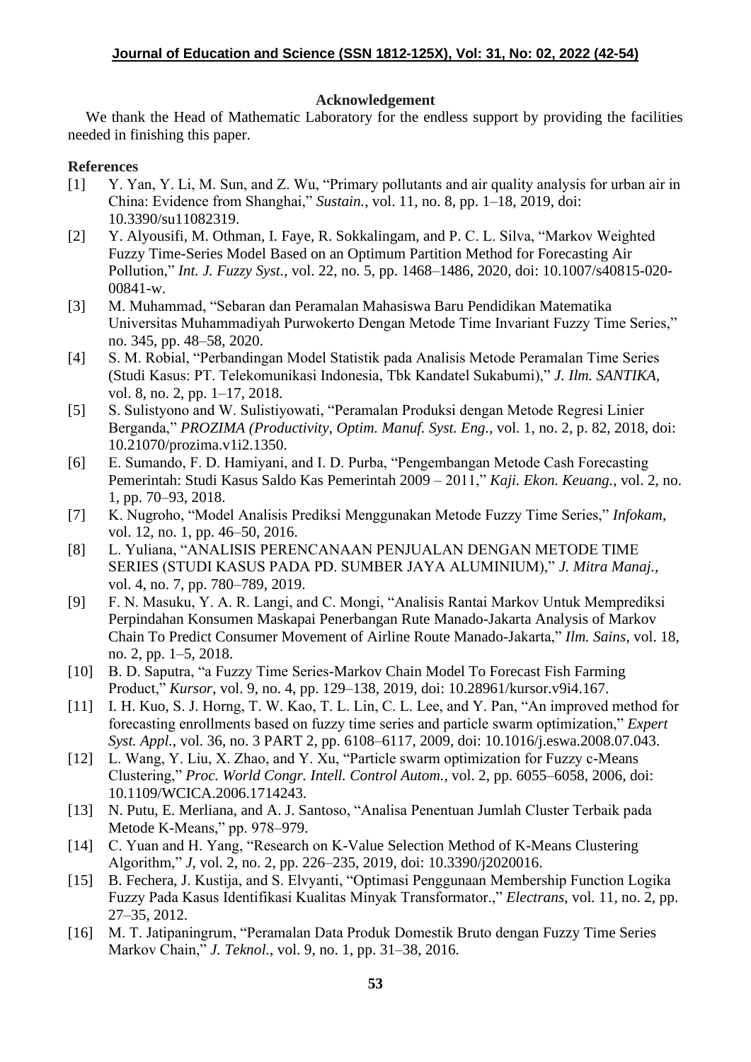## Acknowledgement

We thank the Head of Mathematic Laboratory for the endless support by providing the facilities needed in finishing this paper.

## References

[1] Y. Yan, Y. Li, M. Sun, and Z. Wu, "Primary pollutants and air quality analysis for urban air in China: Evidence from Shanghai," *Sustain.*, vol. 11, no. 8, pp. 1–18, 2019, doi: 10.3390/su11082319.

[2] Y. Alyousifi, M. Othman, I. Faye, R. Sokkalingam, and P. C. L. Silva, "Markov Weighted Fuzzy Time-Series Model Based on an Optimum Partition Method for Forecasting Air Pollution," *Int. J. Fuzzy Syst.*, vol. 22, no. 5, pp. 1468–1486, 2020, doi: 10.1007/s40815-020-00841-w.

[3] M. Muhammad, "Sebaran dan Peramalan Mahasiswa Baru Pendidikan Matematika Universitas Muhammadiyah Purwokerto Dengan Metode Time Invariant Fuzzy Time Series," no. 345, pp. 48–58, 2020.

[4] S. M. Robial, "Perbandingan Model Statistik pada Analisis Metode Peramalan Time Series (Studi Kasus: PT. Telekomunikasi Indonesia, Tbk Kandatel Sukabumi)," *J. Ilm. SANTIKA*, vol. 8, no. 2, pp. 1–17, 2018.

[5] S. Sulistyono and W. Sulistiyowati, "Peramalan Produksi dengan Metode Regresi Linier Berganda," *PROZIMA (Productivity, Optim. Manuf. Syst. Eng.*, vol. 1, no. 2, p. 82, 2018, doi: 10.21070/prozima.v1i2.1350.

[6] E. Sumando, F. D. Hamiyani, and I. D. Purba, "Pengembangan Metode Cash Forecasting Pemerintah: Studi Kasus Saldo Kas Pemerintah 2009 – 2011," *Kaji. Ekon. Keuang.*, vol. 2, no. 1, pp. 70–93, 2018.

[7] K. Nugroho, "Model Analisis Prediksi Menggunakan Metode Fuzzy Time Series," *Infokam*, vol. 12, no. 1, pp. 46–50, 2016.

[8] L. Yuliana, "ANALISIS PERENCANAAN PENJUALAN DENGAN METODE TIME SERIES (STUDI KASUS PADA PD. SUMBER JAYA ALUMINIUM)," *J. Mitra Manaj.*, vol. 4, no. 7, pp. 780–789, 2019.

[9] F. N. Masuku, Y. A. R. Langi, and C. Mongi, "Analisis Rantai Markov Untuk Memprediksi Perpindahan Konsumen Maskapai Penerbangan Rute Manado-Jakarta Analysis of Markov Chain To Predict Consumer Movement of Airline Route Manado-Jakarta," *Ilm. Sains*, vol. 18, no. 2, pp. 1–5, 2018.

[10] B. D. Saputra, "a Fuzzy Time Series-Markov Chain Model To Forecast Fish Farming Product," *Kursor*, vol. 9, no. 4, pp. 129–138, 2019, doi: 10.28961/kursor.v9i4.167.

[11] I. H. Kuo, S. J. Horng, T. W. Kao, T. L. Lin, C. L. Lee, and Y. Pan, "An improved method for forecasting enrollments based on fuzzy time series and particle swarm optimization," *Expert Syst. Appl.*, vol. 36, no. 3 PART 2, pp. 6108–6117, 2009, doi: 10.1016/j.eswa.2008.07.043.

[12] L. Wang, Y. Liu, X. Zhao, and Y. Xu, "Particle swarm optimization for Fuzzy c-Means Clustering," *Proc. World Congr. Intell. Control Autom.*, vol. 2, pp. 6055–6058, 2006, doi: 10.1109/WCICA.2006.1714243.

[13] N. Putu, E. Merliana, and A. J. Santoso, "Analisa Penentuan Jumlah Cluster Terbaik pada Metode K-Means," pp. 978–979.

[14] C. Yuan and H. Yang, "Research on K-Value Selection Method of K-Means Clustering Algorithm," *J*, vol. 2, no. 2, pp. 226–235, 2019, doi: 10.3390/j2020016.

[15] B. Fechera, J. Kustija, and S. Elvyanti, "Optimasi Penggunaan Membership Function Logika Fuzzy Pada Kasus Identifikasi Kualitas Minyak Transformator.," *Electrans*, vol. 11, no. 2, pp. 27–35, 2012.

[16] M. T. Jatipaningrum, "Peramalan Data Produk Domestik Bruto dengan Fuzzy Time Series Markov Chain," *J. Teknol.*, vol. 9, no. 1, pp. 31–38, 2016.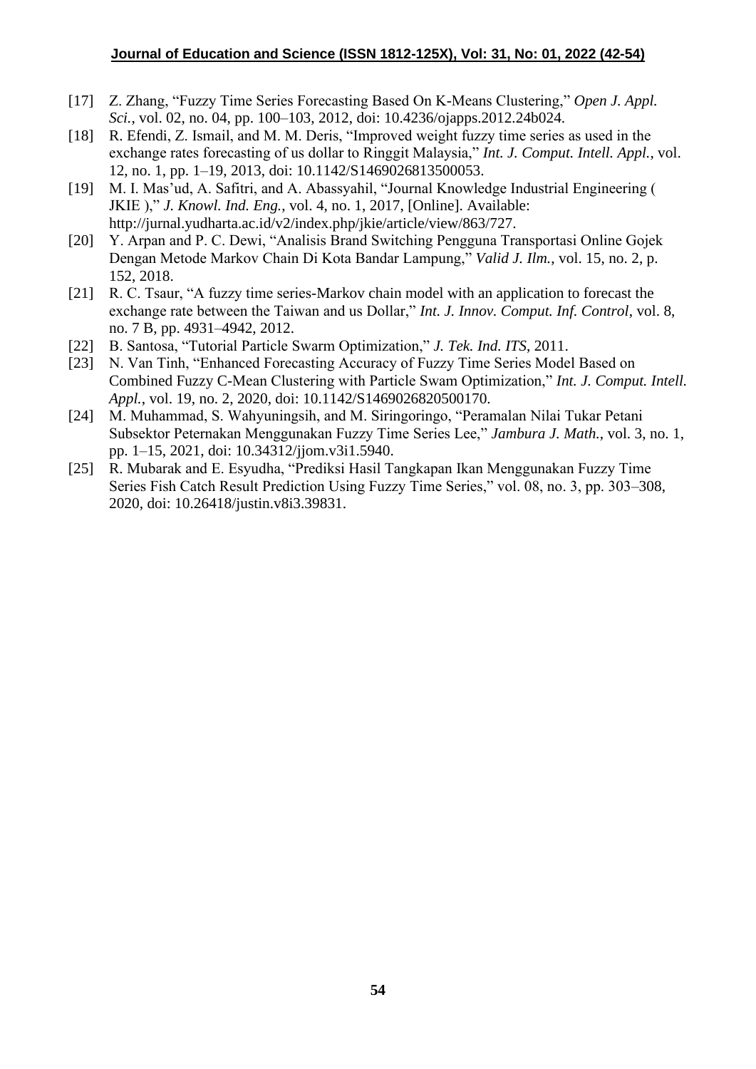[17] Z. Zhang, "Fuzzy Time Series Forecasting Based On K-Means Clustering," *Open J. Appl. Sci.*, vol. 02, no. 04, pp. 100–103, 2012, doi: 10.4236/ojapps.2012.24b024.

[18] R. Efendi, Z. Ismail, and M. M. Deris, "Improved weight fuzzy time series as used in the exchange rates forecasting of us dollar to Ringgit Malaysia," *Int. J. Comput. Intell. Appl.*, vol. 12, no. 1, pp. 1–19, 2013, doi: 10.1142/S1469026813500053.

[19] M. I. Mas'ud, A. Safitri, and A. Abassyahil, "Journal Knowledge Industrial Engineering ( JKIE )," *J. Knowl. Ind. Eng.*, vol. 4, no. 1, 2017, [Online]. Available: http://jurnal.yudharta.ac.id/v2/index.php/jkie/article/view/863/727.

[20] Y. Arpan and P. C. Dewi, "Analisis Brand Switching Pengguna Transportasi Online Gojek Dengan Metode Markov Chain Di Kota Bandar Lampung," *Valid J. Ilm.*, vol. 15, no. 2, p. 152, 2018.

[21] R. C. Tsaur, "A fuzzy time series-Markov chain model with an application to forecast the exchange rate between the Taiwan and us Dollar," *Int. J. Innov. Comput. Inf. Control*, vol. 8, no. 7 B, pp. 4931–4942, 2012.

[22] B. Santosa, "Tutorial Particle Swarm Optimization," *J. Tek. Ind. ITS*, 2011.

[23] N. Van Tinh, "Enhanced Forecasting Accuracy of Fuzzy Time Series Model Based on Combined Fuzzy C-Mean Clustering with Particle Swam Optimization," *Int. J. Comput. Intell. Appl.*, vol. 19, no. 2, 2020, doi: 10.1142/S1469026820500170.

[24] M. Muhammad, S. Wahyuningsih, and M. Siringoringo, "Peramalan Nilai Tukar Petani Subsektor Peternakan Menggunakan Fuzzy Time Series Lee," *Jambura J. Math.*, vol. 3, no. 1, pp. 1–15, 2021, doi: 10.34312/jjom.v3i1.5940.

[25] R. Mubarak and E. Esyudha, "Prediksi Hasil Tangkapan Ikan Menggunakan Fuzzy Time Series Fish Catch Result Prediction Using Fuzzy Time Series," vol. 08, no. 3, pp. 303–308, 2020, doi: 10.26418/justin.v8i3.39831.